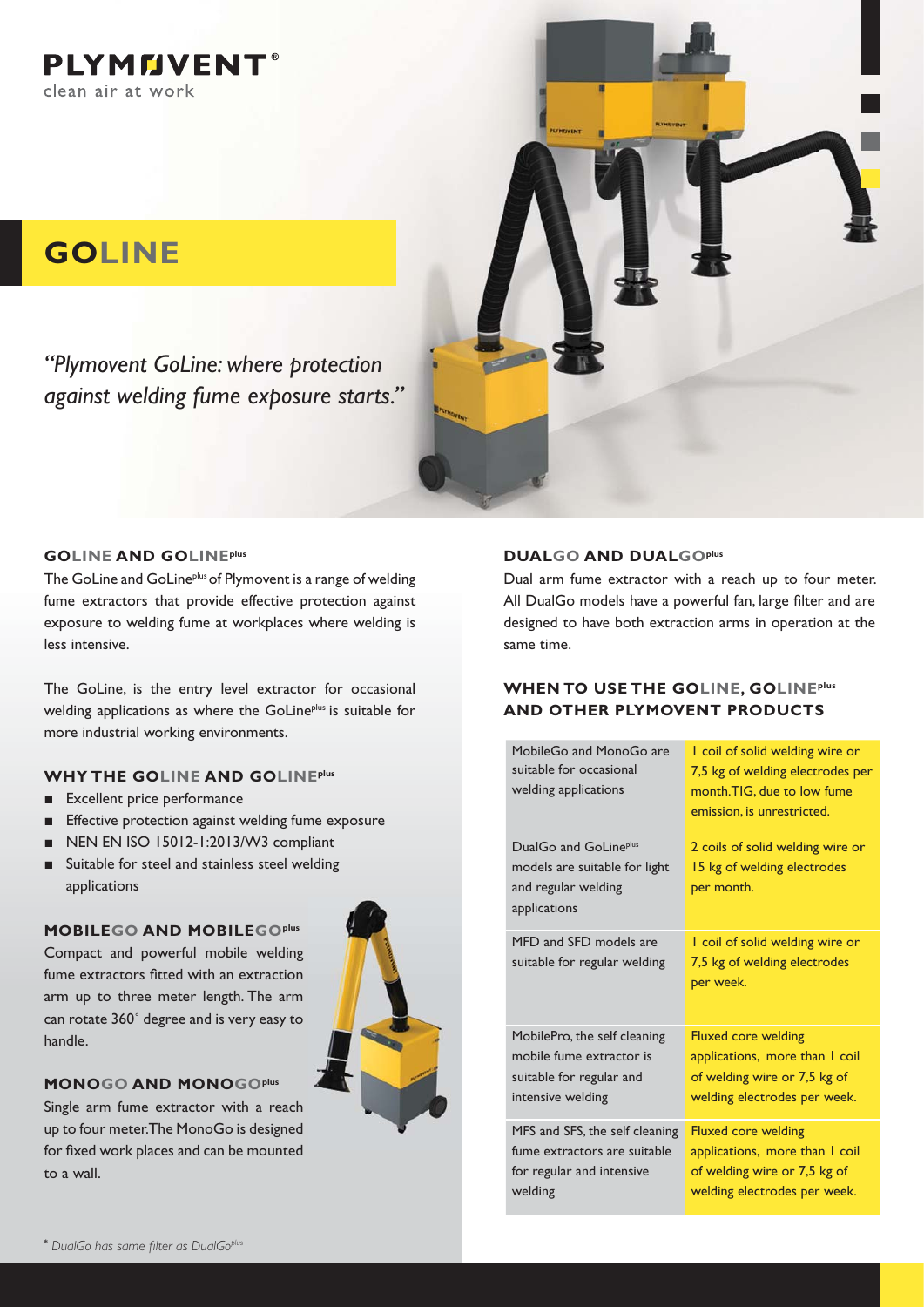**PLYMOVENT®**
clean air at work

# GOLINE

*"Plymovent GoLine: where protection against welding fume exposure starts."*

## GOLINE AND GOLINE[plus]

The GoLine and GoLine[plus] of Plymovent is a range of welding fume extractors that provide effective protection against exposure to welding fume at workplaces where welding is less intensive.

The GoLine, is the entry level extractor for occasional welding applications as where the GoLine[plus] is suitable for more industrial working environments.

## WHY THE GOLINE AND GOLINE[plus]

- Excellent price performance
- Effective protection against welding fume exposure
- NEN EN ISO 15012-1:2013/W3 compliant
- Suitable for steel and stainless steel welding applications

## MOBILEGO AND MOBILEGO[plus]

Compact and powerful mobile welding fume extractors fitted with an extraction arm up to three meter length. The arm can rotate 360˚ degree and is very easy to handle.

## MONOGO AND MONOGO[plus]

Single arm fume extractor with a reach up to four meter. The MonoGo is designed for fixed work places and can be mounted to a wall.

## DUALGO AND DUALGO[plus]

Dual arm fume extractor with a reach up to four meter. All DualGo models have a powerful fan, large filter and are designed to have both extraction arms in operation at the same time.

## WHEN TO USE THE GOLINE, GOLINE[plus] AND OTHER PLYMOVENT PRODUCTS

| | |
|---|---|
| MobileGo and MonoGo are suitable for occasional welding applications | 1 coil of solid welding wire or 7,5 kg of welding electrodes per month. TIG, due to low fume emission, is unrestricted. |
| DualGo and GoLine[plus] models are suitable for light and regular welding applications | 2 coils of solid welding wire or 15 kg of welding electrodes per month. |
| MFD and SFD models are suitable for regular welding | 1 coil of solid welding wire or 7,5 kg of welding electrodes per week. |
| MobilePro, the self cleaning mobile fume extractor is suitable for regular and intensive welding | Fluxed core welding applications, more than 1 coil of welding wire or 7,5 kg of welding electrodes per week. |
| MFS and SFS, the self cleaning fume extractors are suitable for regular and intensive welding | Fluxed core welding applications, more than 1 coil of welding wire or 7,5 kg of welding electrodes per week. |

* *DualGo has same filter as DualGo[plus]*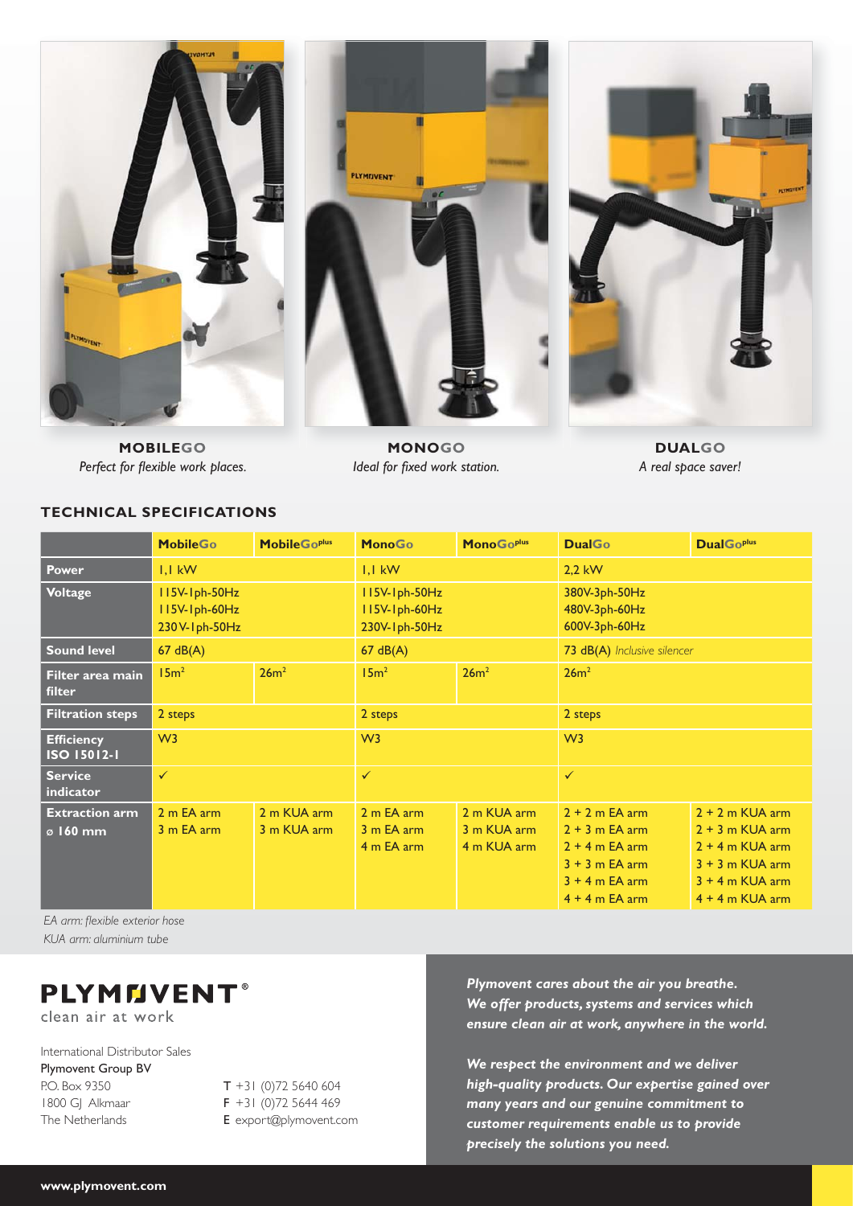**MOBILEGO**
*Perfect for flexible work places.*

**MONOGO**
*Ideal for fixed work station.*

**DUALGO**
*A real space saver!*

## TECHNICAL SPECIFICATIONS

| | MobileGo | MobileGo plus | MonoGo | MonoGo plus | DualGo | DualGo plus |
|---|---|---|---|---|---|---|
| **Power** | 1,1 kW | | 1,1 kW | | 2,2 kW | |
| **Voltage** | 115V-1ph-50Hz<br>115V-1ph-60Hz<br>230V-1ph-50Hz | | 115V-1ph-50Hz<br>115V-1ph-60Hz<br>230V-1ph-50Hz | | 380V-3ph-50Hz<br>480V-3ph-60Hz<br>600V-3ph-60Hz | |
| **Sound level** | 67 dB(A) | | 67 dB(A) | | 73 dB(A) *Inclusive silencer* | |
| **Filter area main filter** | 15m² | 26m² | 15m² | 26m² | 26m² | |
| **Filtration steps** | 2 steps | | 2 steps | | 2 steps | |
| **Efficiency ISO 15012-1** | W3 | | W3 | | W3 | |
| **Service indicator** | ✓ | | ✓ | | ✓ | |
| **Extraction arm ø 160 mm** | 2 m EA arm<br>3 m EA arm | 2 m KUA arm<br>3 m KUA arm | 2 m EA arm<br>3 m EA arm<br>4 m EA arm | 2 m KUA arm<br>3 m KUA arm<br>4 m KUA arm | 2 + 2 m EA arm<br>2 + 3 m EA arm<br>2 + 4 m EA arm<br>3 + 3 m EA arm<br>3 + 4 m EA arm<br>4 + 4 m EA arm | 2 + 2 m KUA arm<br>2 + 3 m KUA arm<br>2 + 4 m KUA arm<br>3 + 3 m KUA arm<br>3 + 4 m KUA arm<br>4 + 4 m KUA arm |

*EA arm: flexible exterior hose*
*KUA arm: aluminium tube*

**PLYMOVENT®**
clean air at work

International Distributor Sales
Plymovent Group BV
P.O. Box 9350
1800 GJ Alkmaar
The Netherlands

T +31 (0)72 5640 604
F +31 (0)72 5644 469
E export@plymovent.com

***Plymovent cares about the air you breathe. We offer products, systems and services which ensure clean air at work, anywhere in the world.***

***We respect the environment and we deliver high-quality products. Our expertise gained over many years and our genuine commitment to customer requirements enable us to provide precisely the solutions you need.***

**www.plymovent.com**